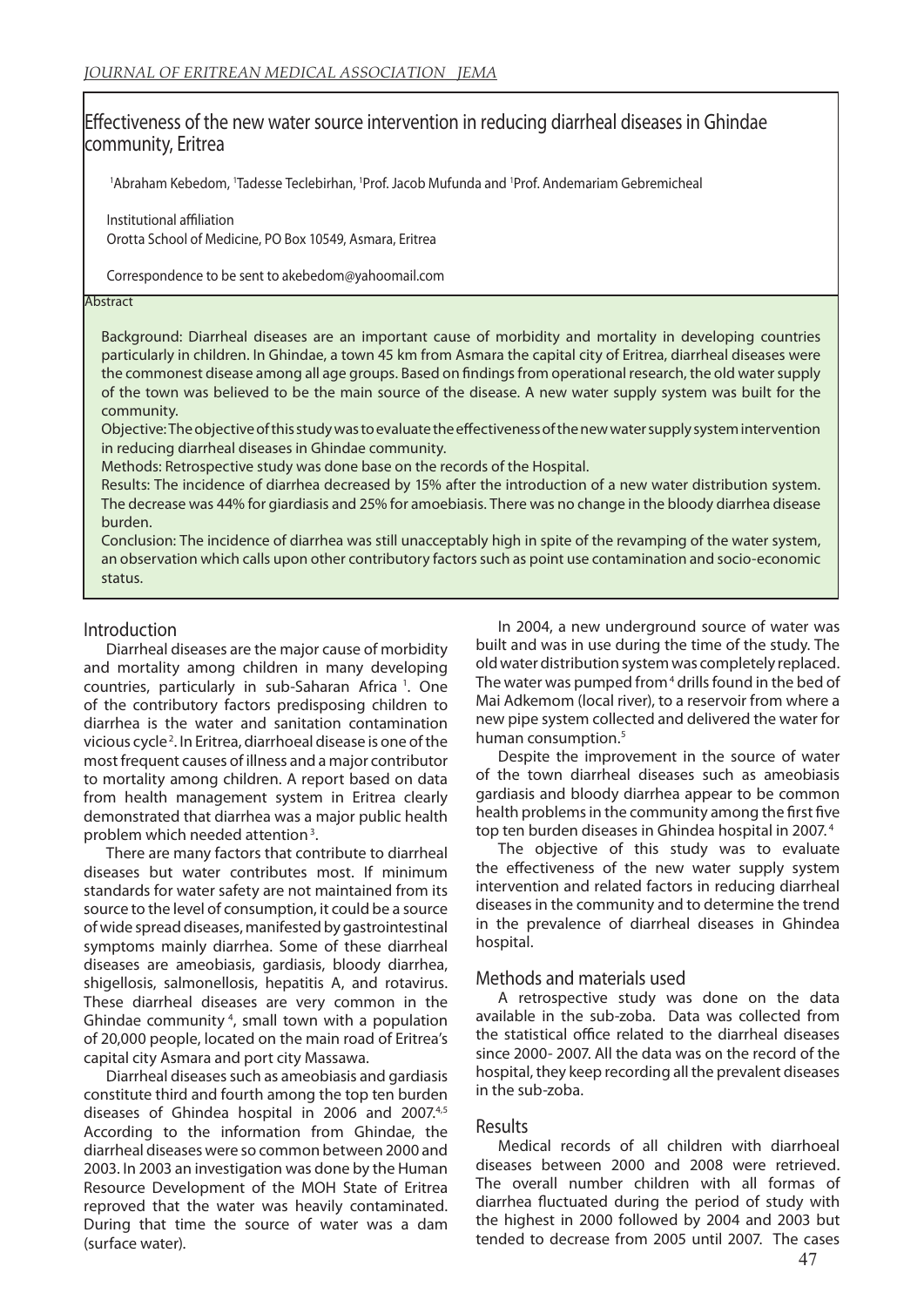# Effectiveness of the new water source intervention in reducing diarrheal diseases in Ghindae community, Eritrea

[1]Abraham Kebedom, [1]Tadesse Teclebirhan, [1]Prof. Jacob Mufunda and [1]Prof. Andemariam Gebremicheal

Institutional affiliation
Orotta School of Medicine, PO Box 10549, Asmara, Eritrea

Correspondence to be sent to akebedom@yahoomail.com

## Abstract

Background: Diarrheal diseases are an important cause of morbidity and mortality in developing countries particularly in children. In Ghindae, a town 45 km from Asmara the capital city of Eritrea, diarrheal diseases were the commonest disease among all age groups. Based on findings from operational research, the old water supply of the town was believed to be the main source of the disease. A new water supply system was built for the community.

Objective: The objective of this study was to evaluate the effectiveness of the new water supply system intervention in reducing diarrheal diseases in Ghindae community.

Methods: Retrospective study was done base on the records of the Hospital.

Results: The incidence of diarrhea decreased by 15% after the introduction of a new water distribution system. The decrease was 44% for giardiasis and 25% for amoebiasis. There was no change in the bloody diarrhea disease burden.

Conclusion: The incidence of diarrhea was still unacceptably high in spite of the revamping of the water system, an observation which calls upon other contributory factors such as point use contamination and socio-economic status.

## Introduction

Diarrheal diseases are the major cause of morbidity and mortality among children in many developing countries, particularly in sub-Saharan Africa [1]. One of the contributory factors predisposing children to diarrhea is the water and sanitation contamination vicious cycle [2]. In Eritrea, diarrhoeal disease is one of the most frequent causes of illness and a major contributor to mortality among children. A report based on data from health management system in Eritrea clearly demonstrated that diarrhea was a major public health problem which needed attention [3].

There are many factors that contribute to diarrheal diseases but water contributes most. If minimum standards for water safety are not maintained from its source to the level of consumption, it could be a source of wide spread diseases, manifested by gastrointestinal symptoms mainly diarrhea. Some of these diarrheal diseases are ameobiasis, gardiasis, bloody diarrhea, shigellosis, salmonellosis, hepatitis A, and rotavirus. These diarrheal diseases are very common in the Ghindae community [4], small town with a population of 20,000 people, located on the main road of Eritrea's capital city Asmara and port city Massawa.

Diarrheal diseases such as ameobiasis and gardiasis constitute third and fourth among the top ten burden diseases of Ghindea hospital in 2006 and 2007.[4,5] According to the information from Ghindae, the diarrheal diseases were so common between 2000 and 2003. In 2003 an investigation was done by the Human Resource Development of the MOH State of Eritrea reproved that the water was heavily contaminated. During that time the source of water was a dam (surface water).

In 2004, a new underground source of water was built and was in use during the time of the study. The old water distribution system was completely replaced. The water was pumped from [4] drills found in the bed of Mai Adkemom (local river), to a reservoir from where a new pipe system collected and delivered the water for human consumption.[5]

Despite the improvement in the source of water of the town diarrheal diseases such as ameobiasis gardiasis and bloody diarrhea appear to be common health problems in the community among the first five top ten burden diseases in Ghindea hospital in 2007. [4]

The objective of this study was to evaluate the effectiveness of the new water supply system intervention and related factors in reducing diarrheal diseases in the community and to determine the trend in the prevalence of diarrheal diseases in Ghindea hospital.

## Methods and materials used

A retrospective study was done on the data available in the sub-zoba. Data was collected from the statistical office related to the diarrheal diseases since 2000- 2007. All the data was on the record of the hospital, they keep recording all the prevalent diseases in the sub-zoba.

## Results

Medical records of all children with diarrhoeal diseases between 2000 and 2008 were retrieved. The overall number children with all formas of diarrhea fluctuated during the period of study with the highest in 2000 followed by 2004 and 2003 but tended to decrease from 2005 until 2007. The cases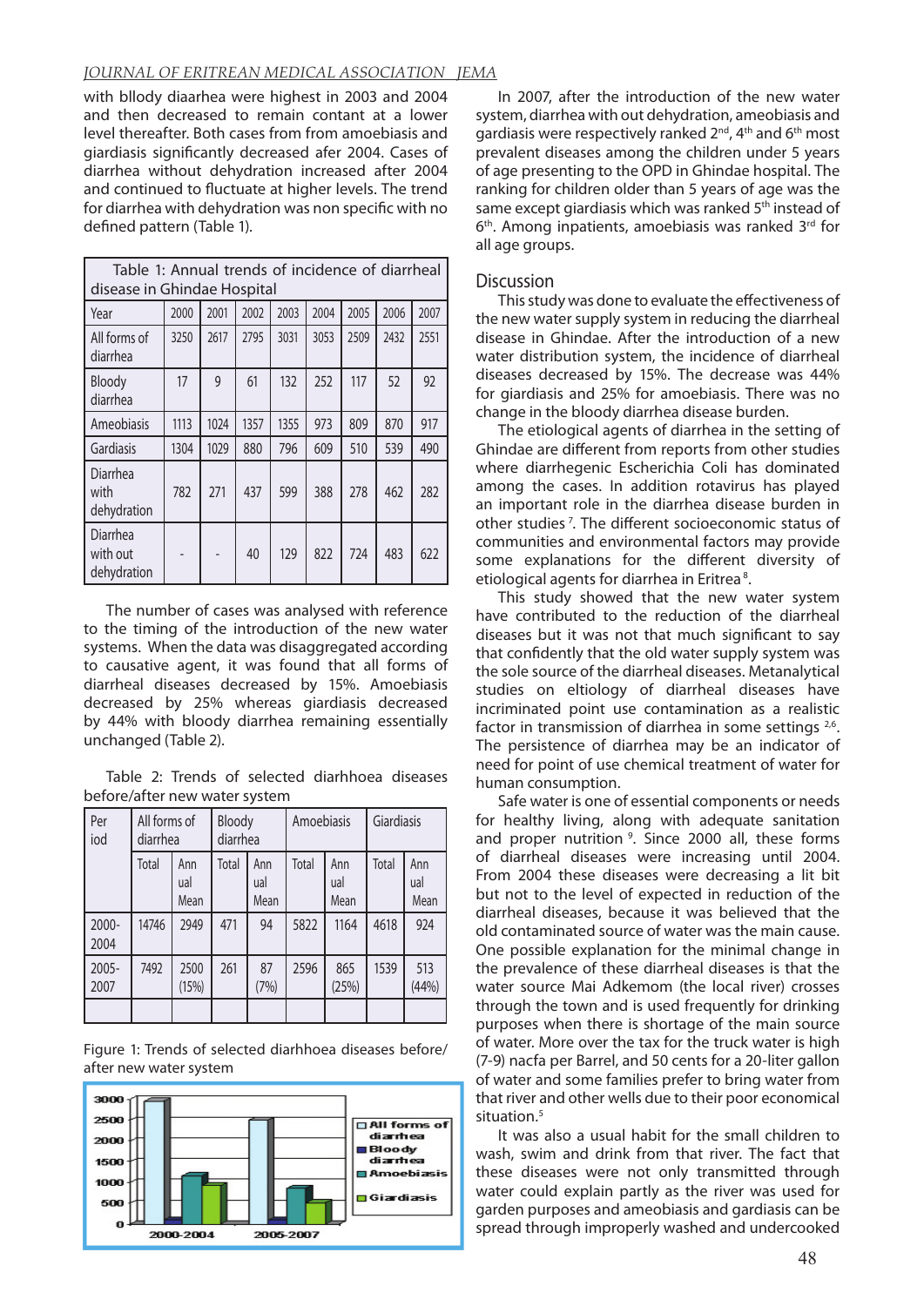with bllody diaarhea were highest in 2003 and 2004 and then decreased to remain contant at a lower level thereafter. Both cases from from amoebiasis and giardiasis significantly decreased afer 2004. Cases of diarrhea without dehydration increased after 2004 and continued to fluctuate at higher levels. The trend for diarrhea with dehydration was non specific with no defined pattern (Table 1).

Table 1: Annual trends of incidence of diarrheal disease in Ghindae Hospital

| Year | 2000 | 2001 | 2002 | 2003 | 2004 | 2005 | 2006 | 2007 |
|---|---|---|---|---|---|---|---|---|
| All forms of diarrhea | 3250 | 2617 | 2795 | 3031 | 3053 | 2509 | 2432 | 2551 |
| Bloody diarrhea | 17 | 9 | 61 | 132 | 252 | 117 | 52 | 92 |
| Ameobiasis | 1113 | 1024 | 1357 | 1355 | 973 | 809 | 870 | 917 |
| Gardiasis | 1304 | 1029 | 880 | 796 | 609 | 510 | 539 | 490 |
| Diarrhea with dehydration | 782 | 271 | 437 | 599 | 388 | 278 | 462 | 282 |
| Diarrhea with out dehydration | - | - | 40 | 129 | 822 | 724 | 483 | 622 |

The number of cases was analysed with reference to the timing of the introduction of the new water systems. When the data was disaggregated according to causative agent, it was found that all forms of diarrheal diseases decreased by 15%. Amoebiasis decreased by 25% whereas giardiasis decreased by 44% with bloody diarrhea remaining essentially unchanged (Table 2).

Table 2: Trends of selected diarhhoea diseases before/after new water system

| Per iod | All forms of diarrhea | | Bloody diarrhea | | Amoebiasis | | Giardiasis | |
|---|---|---|---|---|---|---|---|---|
| | Total | Ann ual Mean | Total | Ann ual Mean | Total | Ann ual Mean | Total | Ann ual Mean |
| 2000-2004 | 14746 | 2949 | 471 | 94 | 5822 | 1164 | 4618 | 924 |
| 2005-2007 | 7492 | 2500 (15%) | 261 | 87 (7%) | 2596 | 865 (25%) | 1539 | 513 (44%) |
| | | | | | | | | |

Figure 1: Trends of selected diarhhoea diseases before/after new water system

In 2007, after the introduction of the new water system, diarrhea with out dehydration, ameobiasis and gardiasis were respectively ranked 2nd, 4th and 6th most prevalent diseases among the children under 5 years of age presenting to the OPD in Ghindae hospital. The ranking for children older than 5 years of age was the same except giardiasis which was ranked 5th instead of 6th. Among inpatients, amoebiasis was ranked 3rd for all age groups.

## Discussion

This study was done to evaluate the effectiveness of the new water supply system in reducing the diarrheal disease in Ghindae. After the introduction of a new water distribution system, the incidence of diarrheal diseases decreased by 15%. The decrease was 44% for giardiasis and 25% for amoebiasis. There was no change in the bloody diarrhea disease burden.

The etiological agents of diarrhea in the setting of Ghindae are different from reports from other studies where diarrhegenic Escherichia Coli has dominated among the cases. In addition rotavirus has played an important role in the diarrhea disease burden in other studies [7]. The different socioeconomic status of communities and environmental factors may provide some explanations for the different diversity of etiological agents for diarrhea in Eritrea [8].

This study showed that the new water system have contributed to the reduction of the diarrheal diseases but it was not that much significant to say that confidently that the old water supply system was the sole source of the diarrheal diseases. Metanalytical studies on eltiology of diarrheal diseases have incriminated point use contamination as a realistic factor in transmission of diarrhea in some settings [2,6]. The persistence of diarrhea may be an indicator of need for point of use chemical treatment of water for human consumption.

Safe water is one of essential components or needs for healthy living, along with adequate sanitation and proper nutrition [9]. Since 2000 all, these forms of diarrheal diseases were increasing until 2004. From 2004 these diseases were decreasing a lit bit but not to the level of expected in reduction of the diarrheal diseases, because it was believed that the old contaminated source of water was the main cause. One possible explanation for the minimal change in the prevalence of these diarrheal diseases is that the water source Mai Adkemom (the local river) crosses through the town and is used frequently for drinking purposes when there is shortage of the main source of water. More over the tax for the truck water is high (7-9) nacfa per Barrel, and 50 cents for a 20-liter gallon of water and some families prefer to bring water from that river and other wells due to their poor economical situation.[5]

It was also a usual habit for the small children to wash, swim and drink from that river. The fact that these diseases were not only transmitted through water could explain partly as the river was used for garden purposes and ameobiasis and gardiasis can be spread through improperly washed and undercooked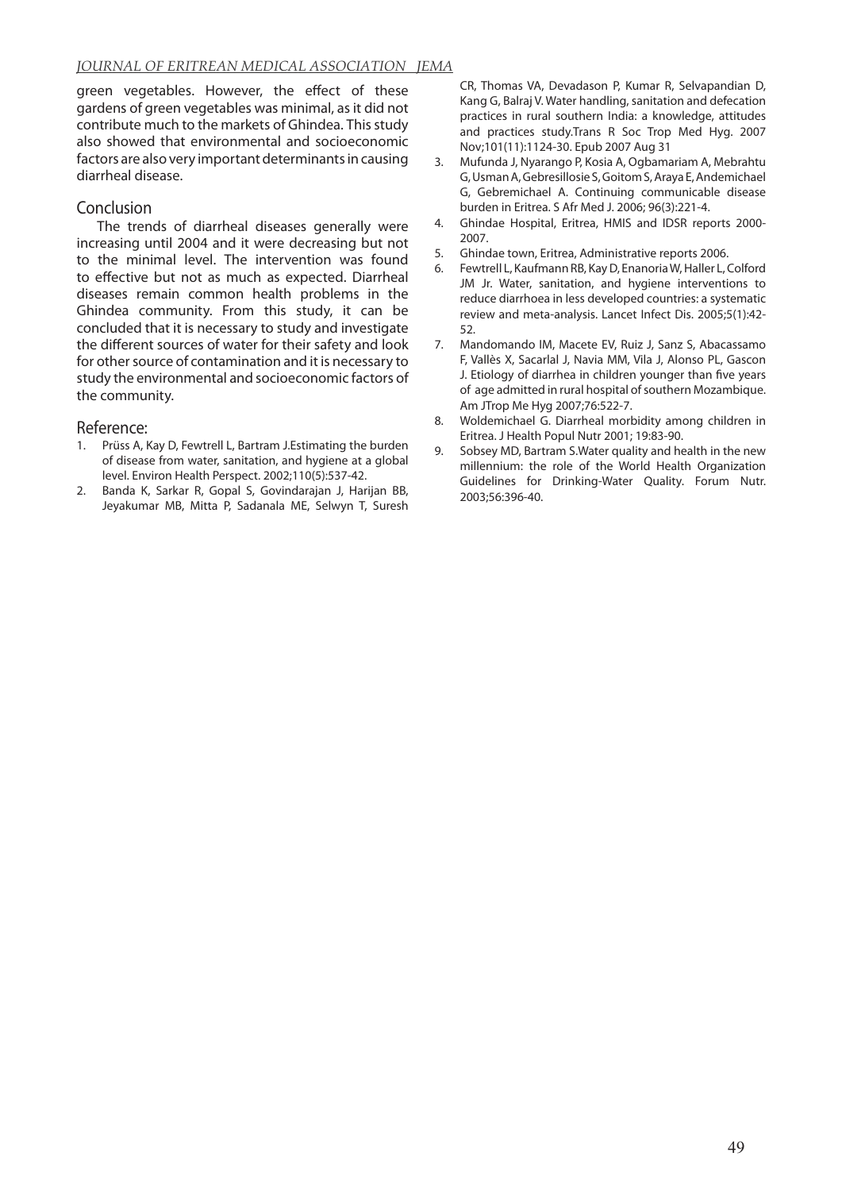green vegetables. However, the effect of these gardens of green vegetables was minimal, as it did not contribute much to the markets of Ghindea. This study also showed that environmental and socioeconomic factors are also very important determinants in causing diarrheal disease.

## Conclusion

The trends of diarrheal diseases generally were increasing until 2004 and it were decreasing but not to the minimal level. The intervention was found to effective but not as much as expected. Diarrheal diseases remain common health problems in the Ghindea community. From this study, it can be concluded that it is necessary to study and investigate the different sources of water for their safety and look for other source of contamination and it is necessary to study the environmental and socioeconomic factors of the community.

## Reference:

1. Prüss A, Kay D, Fewtrell L, Bartram J.Estimating the burden of disease from water, sanitation, and hygiene at a global level. Environ Health Perspect. 2002;110(5):537-42.
2. Banda K, Sarkar R, Gopal S, Govindarajan J, Harijan BB, Jeyakumar MB, Mitta P, Sadanala ME, Selwyn T, Suresh CR, Thomas VA, Devadason P, Kumar R, Selvapandian D, Kang G, Balraj V. Water handling, sanitation and defecation practices in rural southern India: a knowledge, attitudes and practices study.Trans R Soc Trop Med Hyg. 2007 Nov;101(11):1124-30. Epub 2007 Aug 31
3. Mufunda J, Nyarango P, Kosia A, Ogbamariam A, Mebrahtu G, Usman A, Gebresillosie S, Goitom S, Araya E, Andemichael G, Gebremichael A. Continuing communicable disease burden in Eritrea. S Afr Med J. 2006; 96(3):221-4.
4. Ghindae Hospital, Eritrea, HMIS and IDSR reports 2000-2007.
5. Ghindae town, Eritrea, Administrative reports 2006.
6. Fewtrell L, Kaufmann RB, Kay D, Enanoria W, Haller L, Colford JM Jr. Water, sanitation, and hygiene interventions to reduce diarrhoea in less developed countries: a systematic review and meta-analysis. Lancet Infect Dis. 2005;5(1):42-52.
7. Mandomando IM, Macete EV, Ruiz J, Sanz S, Abacassamo F, Vallès X, Sacarlal J, Navia MM, Vila J, Alonso PL, Gascon J. Etiology of diarrhea in children younger than five years of age admitted in rural hospital of southern Mozambique. Am JTrop Me Hyg 2007;76:522-7.
8. Woldemichael G. Diarrheal morbidity among children in Eritrea. J Health Popul Nutr 2001; 19:83-90.
9. Sobsey MD, Bartram S.Water quality and health in the new millennium: the role of the World Health Organization Guidelines for Drinking-Water Quality. Forum Nutr. 2003;56:396-40.